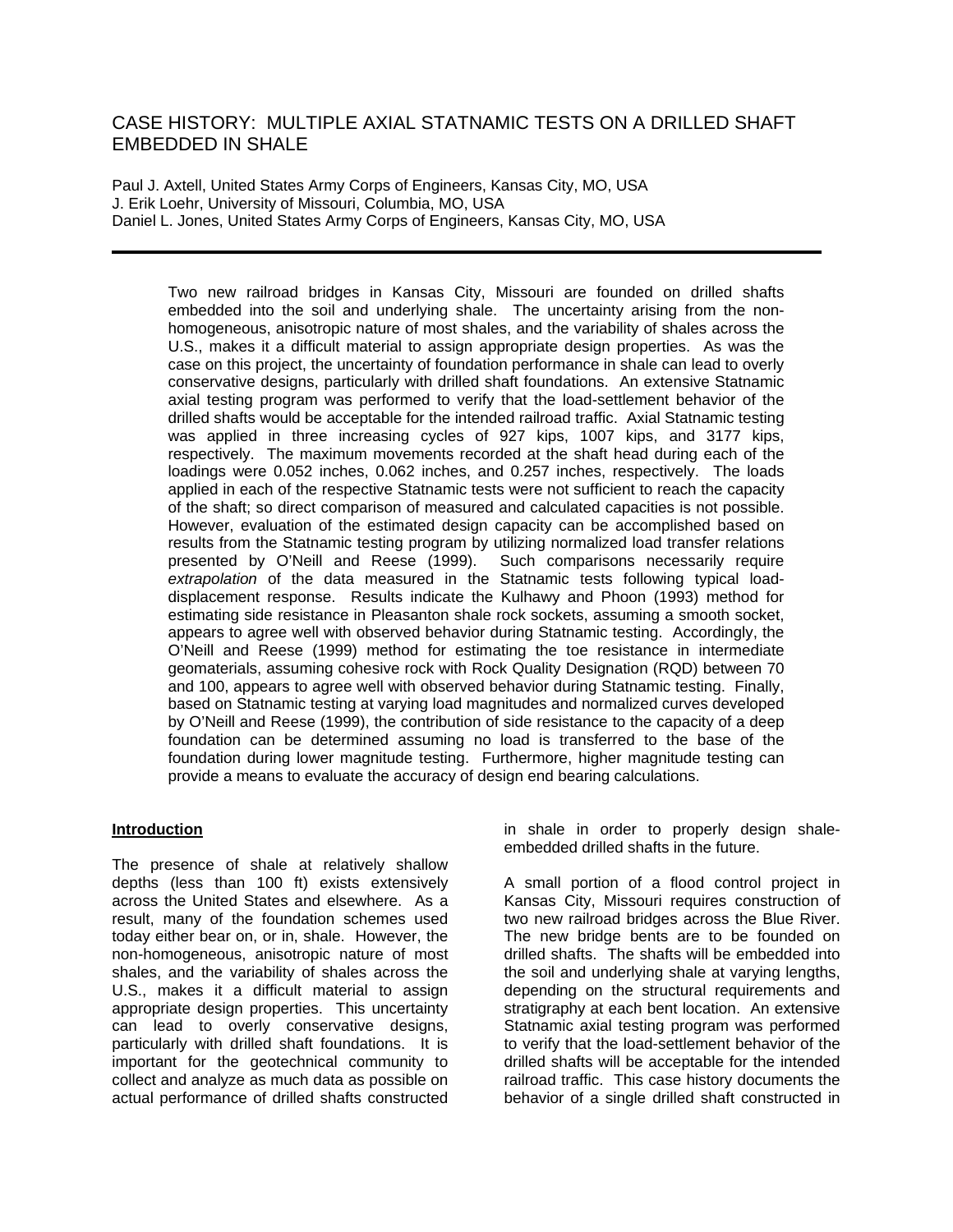# CASE HISTORY: MULTIPLE AXIAL STATNAMIC TESTS ON A DRILLED SHAFT EMBEDDED IN SHALE

Paul J. Axtell, United States Army Corps of Engineers, Kansas City, MO, USA
J. Erik Loehr, University of Missouri, Columbia, MO, USA
Daniel L. Jones, United States Army Corps of Engineers, Kansas City, MO, USA

---

Two new railroad bridges in Kansas City, Missouri are founded on drilled shafts embedded into the soil and underlying shale. The uncertainty arising from the non-homogeneous, anisotropic nature of most shales, and the variability of shales across the U.S., makes it a difficult material to assign appropriate design properties. As was the case on this project, the uncertainty of foundation performance in shale can lead to overly conservative designs, particularly with drilled shaft foundations. An extensive Statnamic axial testing program was performed to verify that the load-settlement behavior of the drilled shafts would be acceptable for the intended railroad traffic. Axial Statnamic testing was applied in three increasing cycles of 927 kips, 1007 kips, and 3177 kips, respectively. The maximum movements recorded at the shaft head during each of the loadings were 0.052 inches, 0.062 inches, and 0.257 inches, respectively. The loads applied in each of the respective Statnamic tests were not sufficient to reach the capacity of the shaft; so direct comparison of measured and calculated capacities is not possible. However, evaluation of the estimated design capacity can be accomplished based on results from the Statnamic testing program by utilizing normalized load transfer relations presented by O'Neill and Reese (1999). Such comparisons necessarily require *extrapolation* of the data measured in the Statnamic tests following typical load-displacement response. Results indicate the Kulhawy and Phoon (1993) method for estimating side resistance in Pleasanton shale rock sockets, assuming a smooth socket, appears to agree well with observed behavior during Statnamic testing. Accordingly, the O'Neill and Reese (1999) method for estimating the toe resistance in intermediate geomaterials, assuming cohesive rock with Rock Quality Designation (RQD) between 70 and 100, appears to agree well with observed behavior during Statnamic testing. Finally, based on Statnamic testing at varying load magnitudes and normalized curves developed by O'Neill and Reese (1999), the contribution of side resistance to the capacity of a deep foundation can be determined assuming no load is transferred to the base of the foundation during lower magnitude testing. Furthermore, higher magnitude testing can provide a means to evaluate the accuracy of design end bearing calculations.

## Introduction

The presence of shale at relatively shallow depths (less than 100 ft) exists extensively across the United States and elsewhere. As a result, many of the foundation schemes used today either bear on, or in, shale. However, the non-homogeneous, anisotropic nature of most shales, and the variability of shales across the U.S., makes it a difficult material to assign appropriate design properties. This uncertainty can lead to overly conservative designs, particularly with drilled shaft foundations. It is important for the geotechnical community to collect and analyze as much data as possible on actual performance of drilled shafts constructed in shale in order to properly design shale-embedded drilled shafts in the future.

A small portion of a flood control project in Kansas City, Missouri requires construction of two new railroad bridges across the Blue River. The new bridge bents are to be founded on drilled shafts. The shafts will be embedded into the soil and underlying shale at varying lengths, depending on the structural requirements and stratigraphy at each bent location. An extensive Statnamic axial testing program was performed to verify that the load-settlement behavior of the drilled shafts will be acceptable for the intended railroad traffic. This case history documents the behavior of a single drilled shaft constructed in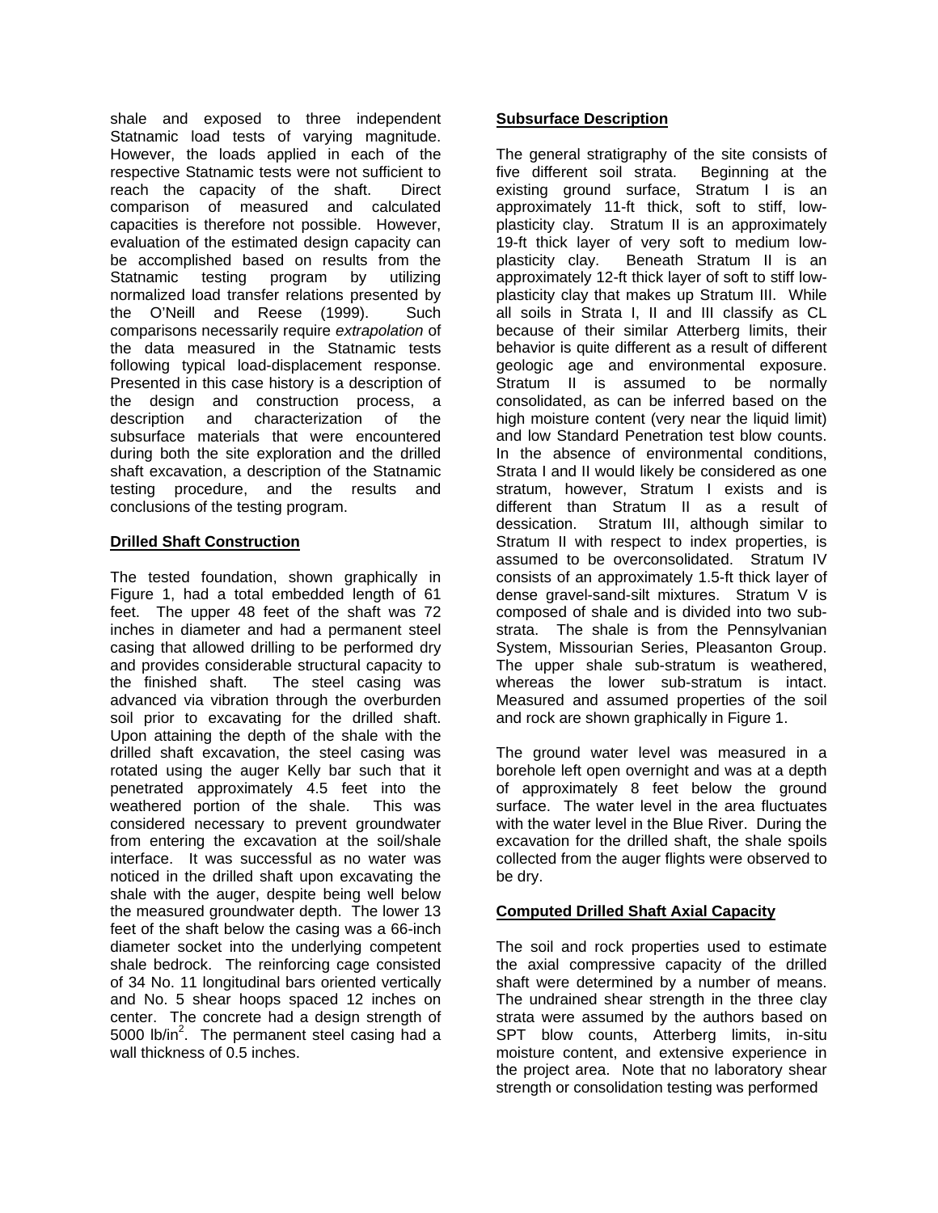shale and exposed to three independent Statnamic load tests of varying magnitude. However, the loads applied in each of the respective Statnamic tests were not sufficient to reach the capacity of the shaft. Direct comparison of measured and calculated capacities is therefore not possible. However, evaluation of the estimated design capacity can be accomplished based on results from the Statnamic testing program by utilizing normalized load transfer relations presented by the O'Neill and Reese (1999). Such comparisons necessarily require *extrapolation* of the data measured in the Statnamic tests following typical load-displacement response. Presented in this case history is a description of the design and construction process, a description and characterization of the subsurface materials that were encountered during both the site exploration and the drilled shaft excavation, a description of the Statnamic testing procedure, and the results and conclusions of the testing program.

**Drilled Shaft Construction**

The tested foundation, shown graphically in Figure 1, had a total embedded length of 61 feet. The upper 48 feet of the shaft was 72 inches in diameter and had a permanent steel casing that allowed drilling to be performed dry and provides considerable structural capacity to the finished shaft. The steel casing was advanced via vibration through the overburden soil prior to excavating for the drilled shaft. Upon attaining the depth of the shale with the drilled shaft excavation, the steel casing was rotated using the auger Kelly bar such that it penetrated approximately 4.5 feet into the weathered portion of the shale. This was considered necessary to prevent groundwater from entering the excavation at the soil/shale interface. It was successful as no water was noticed in the drilled shaft upon excavating the shale with the auger, despite being well below the measured groundwater depth. The lower 13 feet of the shaft below the casing was a 66-inch diameter socket into the underlying competent shale bedrock. The reinforcing cage consisted of 34 No. 11 longitudinal bars oriented vertically and No. 5 shear hoops spaced 12 inches on center. The concrete had a design strength of 5000 $lb/in^2$. The permanent steel casing had a wall thickness of 0.5 inches.

**Subsurface Description**

The general stratigraphy of the site consists of five different soil strata. Beginning at the existing ground surface, Stratum I is an approximately 11-ft thick, soft to stiff, low-plasticity clay. Stratum II is an approximately 19-ft thick layer of very soft to medium low-plasticity clay. Beneath Stratum II is an approximately 12-ft thick layer of soft to stiff low-plasticity clay that makes up Stratum III. While all soils in Strata I, II and III classify as CL because of their similar Atterberg limits, their behavior is quite different as a result of different geologic age and environmental exposure. Stratum II is assumed to be normally consolidated, as can be inferred based on the high moisture content (very near the liquid limit) and low Standard Penetration test blow counts. In the absence of environmental conditions, Strata I and II would likely be considered as one stratum, however, Stratum I exists and is different than Stratum II as a result of dessication. Stratum III, although similar to Stratum II with respect to index properties, is assumed to be overconsolidated. Stratum IV consists of an approximately 1.5-ft thick layer of dense gravel-sand-silt mixtures. Stratum V is composed of shale and is divided into two sub-strata. The shale is from the Pennsylvanian System, Missourian Series, Pleasanton Group. The upper shale sub-stratum is weathered, whereas the lower sub-stratum is intact. Measured and assumed properties of the soil and rock are shown graphically in Figure 1.

The ground water level was measured in a borehole left open overnight and was at a depth of approximately 8 feet below the ground surface. The water level in the area fluctuates with the water level in the Blue River. During the excavation for the drilled shaft, the shale spoils collected from the auger flights were observed to be dry.

**Computed Drilled Shaft Axial Capacity**

The soil and rock properties used to estimate the axial compressive capacity of the drilled shaft were determined by a number of means. The undrained shear strength in the three clay strata were assumed by the authors based on SPT blow counts, Atterberg limits, in-situ moisture content, and extensive experience in the project area. Note that no laboratory shear strength or consolidation testing was performed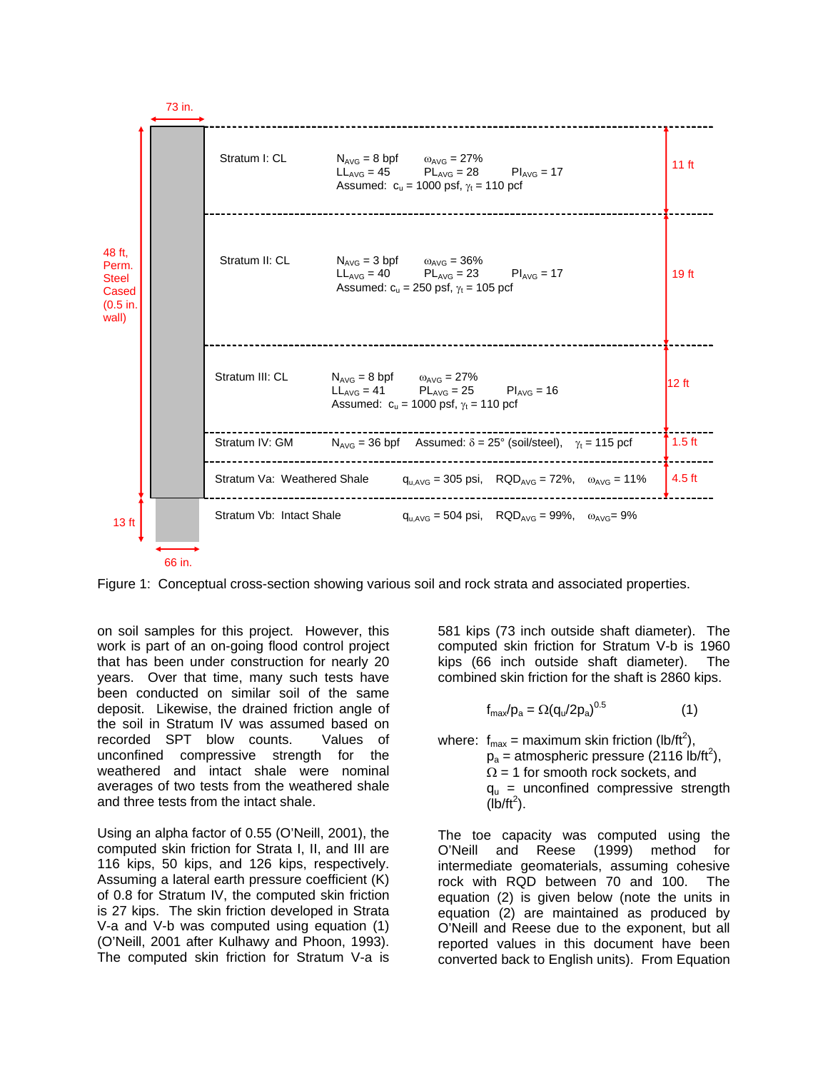73 in.

48 ft, Perm. Steel Cased (0.5 in. wall)

13 ft

66 in.

Stratum I: CL $N_{AVG}$ = 8 bpf $\omega_{AVG}$ = 27% $LL_{AVG}$ = 45 $PL_{AVG}$ = 28 $PI_{AVG}$ = 17 Assumed: $c_u$ = 1000 psf, $\gamma_t$ = 110 pcf

11 ft

Stratum II: CL $N_{AVG}$ = 3 bpf $\omega_{AVG}$ = 36% $LL_{AVG}$ = 40 $PL_{AVG}$ = 23 $PI_{AVG}$ = 17 Assumed: $c_u$ = 250 psf, $\gamma_t$ = 105 pcf

19 ft

Stratum III: CL $N_{AVG}$ = 8 bpf $\omega_{AVG}$ = 27% $LL_{AVG}$ = 41 $PL_{AVG}$ = 25 $PI_{AVG}$ = 16 Assumed: $c_u$ = 1000 psf, $\gamma_t$ = 110 pcf

12 ft

Stratum IV: GM $N_{AVG}$ = 36 bpf Assumed: $\delta$ = 25° (soil/steel), $\gamma_t$ = 115 pcf

1.5 ft

Stratum Va: Weathered Shale $q_{u,AVG}$ = 305 psi, $RQD_{AVG}$ = 72%, $\omega_{AVG}$ = 11%

4.5 ft

Stratum Vb: Intact Shale $q_{u,AVG}$ = 504 psi, $RQD_{AVG}$ = 99%, $\omega_{AVG}$ = 9%

Figure 1: Conceptual cross-section showing various soil and rock strata and associated properties.

on soil samples for this project. However, this work is part of an on-going flood control project that has been under construction for nearly 20 years. Over that time, many such tests have been conducted on similar soil of the same deposit. Likewise, the drained friction angle of the soil in Stratum IV was assumed based on recorded SPT blow counts. Values of unconfined compressive strength for the weathered and intact shale were nominal averages of two tests from the weathered shale and three tests from the intact shale.

Using an alpha factor of 0.55 (O'Neill, 2001), the computed skin friction for Strata I, II, and III are 116 kips, 50 kips, and 126 kips, respectively. Assuming a lateral earth pressure coefficient (K) of 0.8 for Stratum IV, the computed skin friction is 27 kips. The skin friction developed in Strata V-a and V-b was computed using equation (1) (O'Neill, 2001 after Kulhawy and Phoon, 1993). The computed skin friction for Stratum V-a is 581 kips (73 inch outside shaft diameter). The computed skin friction for Stratum V-b is 1960 kips (66 inch outside shaft diameter). The combined skin friction for the shaft is 2860 kips.

$$f_{max}/p_a = \Omega(q_u/2p_a)^{0.5} \qquad (1)$$

where: $f_{max}$ = maximum skin friction (lb/ft$^2$),
$p_a$ = atmospheric pressure (2116 lb/ft$^2$),
$\Omega$ = 1 for smooth rock sockets, and
$q_u$ = unconfined compressive strength (lb/ft$^2$).

The toe capacity was computed using the O'Neill and Reese (1999) method for intermediate geomaterials, assuming cohesive rock with RQD between 70 and 100. The equation (2) is given below (note the units in equation (2) are maintained as produced by O'Neill and Reese due to the exponent, but all reported values in this document have been converted back to English units). From Equation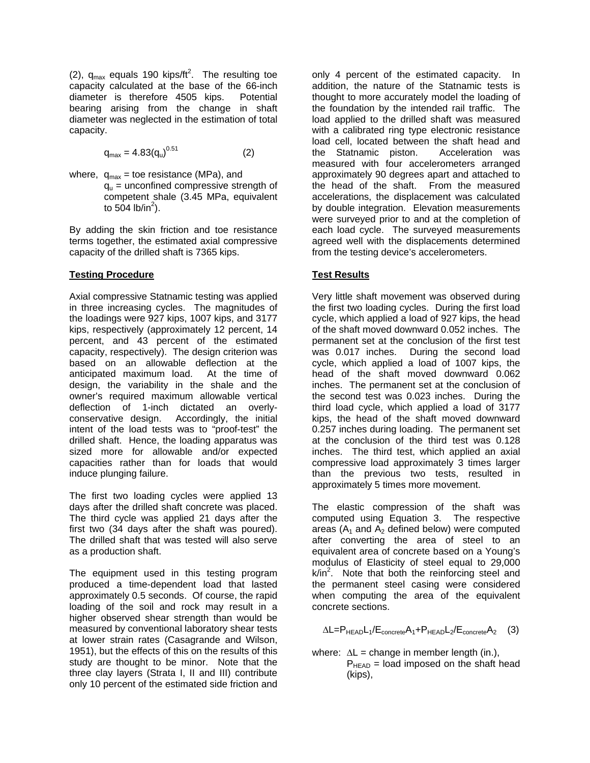(2), $q_{max}$ equals 190 kips/ft$^2$. The resulting toe capacity calculated at the base of the 66-inch diameter is therefore 4505 kips. Potential bearing arising from the change in shaft diameter was neglected in the estimation of total capacity.

$$q_{max} = 4.83(q_u)^{0.51} \qquad (2)$$

where, $q_{max}$ = toe resistance (MPa), and
$q_u$ = unconfined compressive strength of competent shale (3.45 MPa, equivalent to 504 lb/in$^2$).

By adding the skin friction and toe resistance terms together, the estimated axial compressive capacity of the drilled shaft is 7365 kips.

**Testing Procedure**

Axial compressive Statnamic testing was applied in three increasing cycles. The magnitudes of the loadings were 927 kips, 1007 kips, and 3177 kips, respectively (approximately 12 percent, 14 percent, and 43 percent of the estimated capacity, respectively). The design criterion was based on an allowable deflection at the anticipated maximum load. At the time of design, the variability in the shale and the owner's required maximum allowable vertical deflection of 1-inch dictated an overly-conservative design. Accordingly, the initial intent of the load tests was to "proof-test" the drilled shaft. Hence, the loading apparatus was sized more for allowable and/or expected capacities rather than for loads that would induce plunging failure.

The first two loading cycles were applied 13 days after the drilled shaft concrete was placed. The third cycle was applied 21 days after the first two (34 days after the shaft was poured). The drilled shaft that was tested will also serve as a production shaft.

The equipment used in this testing program produced a time-dependent load that lasted approximately 0.5 seconds. Of course, the rapid loading of the soil and rock may result in a higher observed shear strength than would be measured by conventional laboratory shear tests at lower strain rates (Casagrande and Wilson, 1951), but the effects of this on the results of this study are thought to be minor. Note that the three clay layers (Strata I, II and III) contribute only 10 percent of the estimated side friction and only 4 percent of the estimated capacity. In addition, the nature of the Statnamic tests is thought to more accurately model the loading of the foundation by the intended rail traffic. The load applied to the drilled shaft was measured with a calibrated ring type electronic resistance load cell, located between the shaft head and the Statnamic piston. Acceleration was measured with four accelerometers arranged approximately 90 degrees apart and attached to the head of the shaft. From the measured accelerations, the displacement was calculated by double integration. Elevation measurements were surveyed prior to and at the completion of each load cycle. The surveyed measurements agreed well with the displacements determined from the testing device's accelerometers.

**Test Results**

Very little shaft movement was observed during the first two loading cycles. During the first load cycle, which applied a load of 927 kips, the head of the shaft moved downward 0.052 inches. The permanent set at the conclusion of the first test was 0.017 inches. During the second load cycle, which applied a load of 1007 kips, the head of the shaft moved downward 0.062 inches. The permanent set at the conclusion of the second test was 0.023 inches. During the third load cycle, which applied a load of 3177 kips, the head of the shaft moved downward 0.257 inches during loading. The permanent set at the conclusion of the third test was 0.128 inches. The third test, which applied an axial compressive load approximately 3 times larger than the previous two tests, resulted in approximately 5 times more movement.

The elastic compression of the shaft was computed using Equation 3. The respective areas ($A_1$ and $A_2$ defined below) were computed after converting the area of steel to an equivalent area of concrete based on a Young's modulus of Elasticity of steel equal to 29,000 k/in$^2$. Note that both the reinforcing steel and the permanent steel casing were considered when computing the area of the equivalent concrete sections.

$$\Delta L = P_{HEAD}L_1/E_{concrete}A_1 + P_{HEAD}L_2/E_{concrete}A_2 \qquad (3)$$

where: $\Delta L$ = change in member length (in.),
$P_{HEAD}$ = load imposed on the shaft head (kips),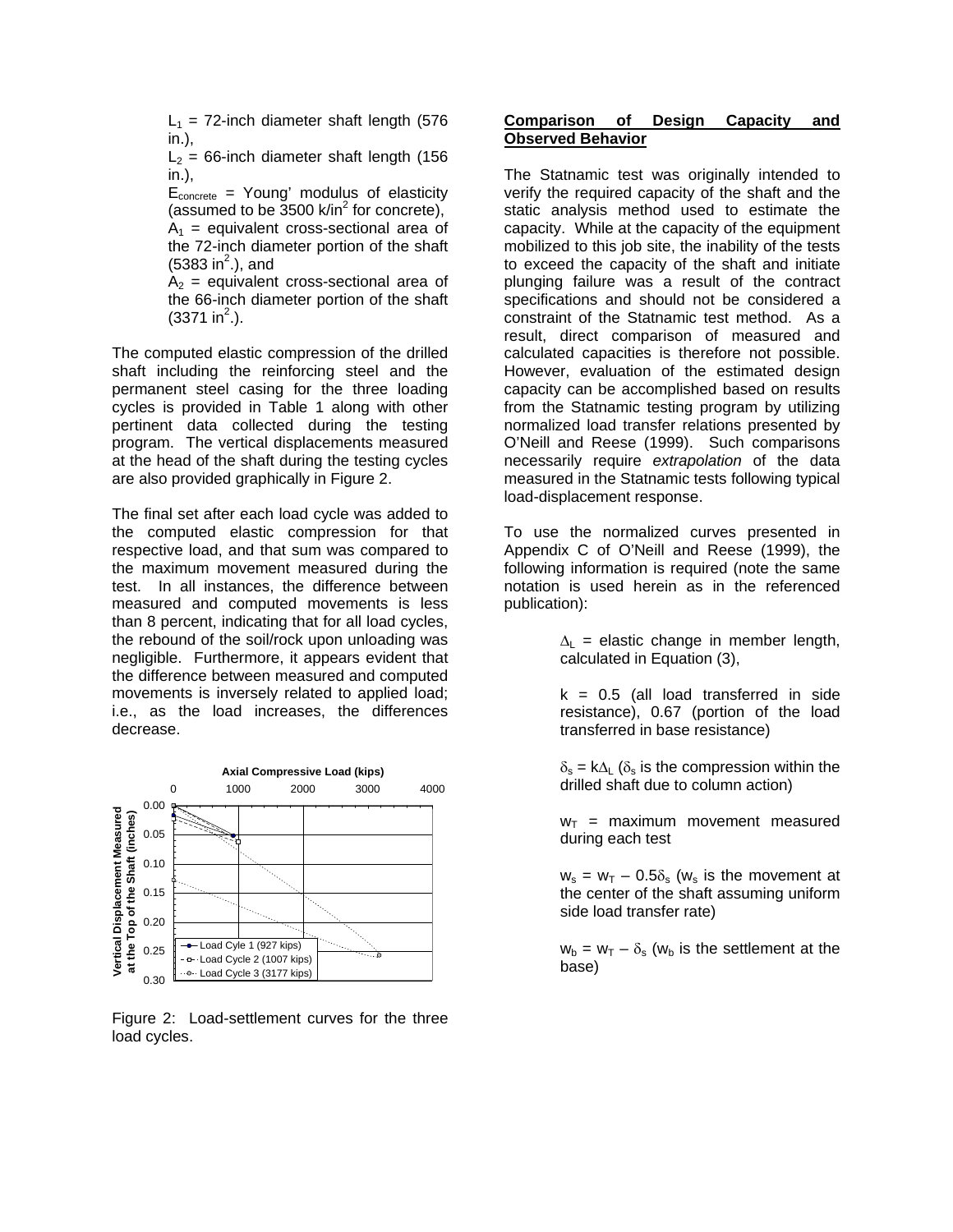$L_1$ = 72-inch diameter shaft length (576 in.),

$L_2$ = 66-inch diameter shaft length (156 in.),

$E_{concrete}$ = Young' modulus of elasticity (assumed to be 3500 k/in$^2$ for concrete),

$A_1$ = equivalent cross-sectional area of the 72-inch diameter portion of the shaft (5383 in$^2$.), and

$A_2$ = equivalent cross-sectional area of the 66-inch diameter portion of the shaft (3371 in$^2$.).

The computed elastic compression of the drilled shaft including the reinforcing steel and the permanent steel casing for the three loading cycles is provided in Table 1 along with other pertinent data collected during the testing program. The vertical displacements measured at the head of the shaft during the testing cycles are also provided graphically in Figure 2.

The final set after each load cycle was added to the computed elastic compression for that respective load, and that sum was compared to the maximum movement measured during the test. In all instances, the difference between measured and computed movements is less than 8 percent, indicating that for all load cycles, the rebound of the soil/rock upon unloading was negligible. Furthermore, it appears evident that the difference between measured and computed movements is inversely related to applied load; i.e., as the load increases, the differences decrease.

Axial Compressive Load (kips)

0 1000 2000 3000 4000

Vertical Displacement Measured at the Top of the Shaft (inches)

0.00 0.05 0.10 0.15 0.20 0.25 0.30

Load Cyle 1 (927 kips)

Load Cycle 2 (1007 kips)

Load Cycle 3 (3177 kips)

Figure 2: Load-settlement curves for the three load cycles.

## Comparison of Design Capacity and Observed Behavior

The Statnamic test was originally intended to verify the required capacity of the shaft and the static analysis method used to estimate the capacity. While at the capacity of the equipment mobilized to this job site, the inability of the tests to exceed the capacity of the shaft and initiate plunging failure was a result of the contract specifications and should not be considered a constraint of the Statnamic test method. As a result, direct comparison of measured and calculated capacities is therefore not possible. However, evaluation of the estimated design capacity can be accomplished based on results from the Statnamic testing program by utilizing normalized load transfer relations presented by O'Neill and Reese (1999). Such comparisons necessarily require *extrapolation* of the data measured in the Statnamic tests following typical load-displacement response.

To use the normalized curves presented in Appendix C of O'Neill and Reese (1999), the following information is required (note the same notation is used herein as in the referenced publication):

$\Delta_L$ = elastic change in member length, calculated in Equation (3),

$k$ = 0.5 (all load transferred in side resistance), 0.67 (portion of the load transferred in base resistance)

$\delta_s = k\Delta_L$ ($\delta_s$ is the compression within the drilled shaft due to column action)

$w_T$ = maximum movement measured during each test

$w_s = w_T - 0.5\delta_s$ ($w_s$ is the movement at the center of the shaft assuming uniform side load transfer rate)

$w_b = w_T - \delta_s$ ($w_b$ is the settlement at the base)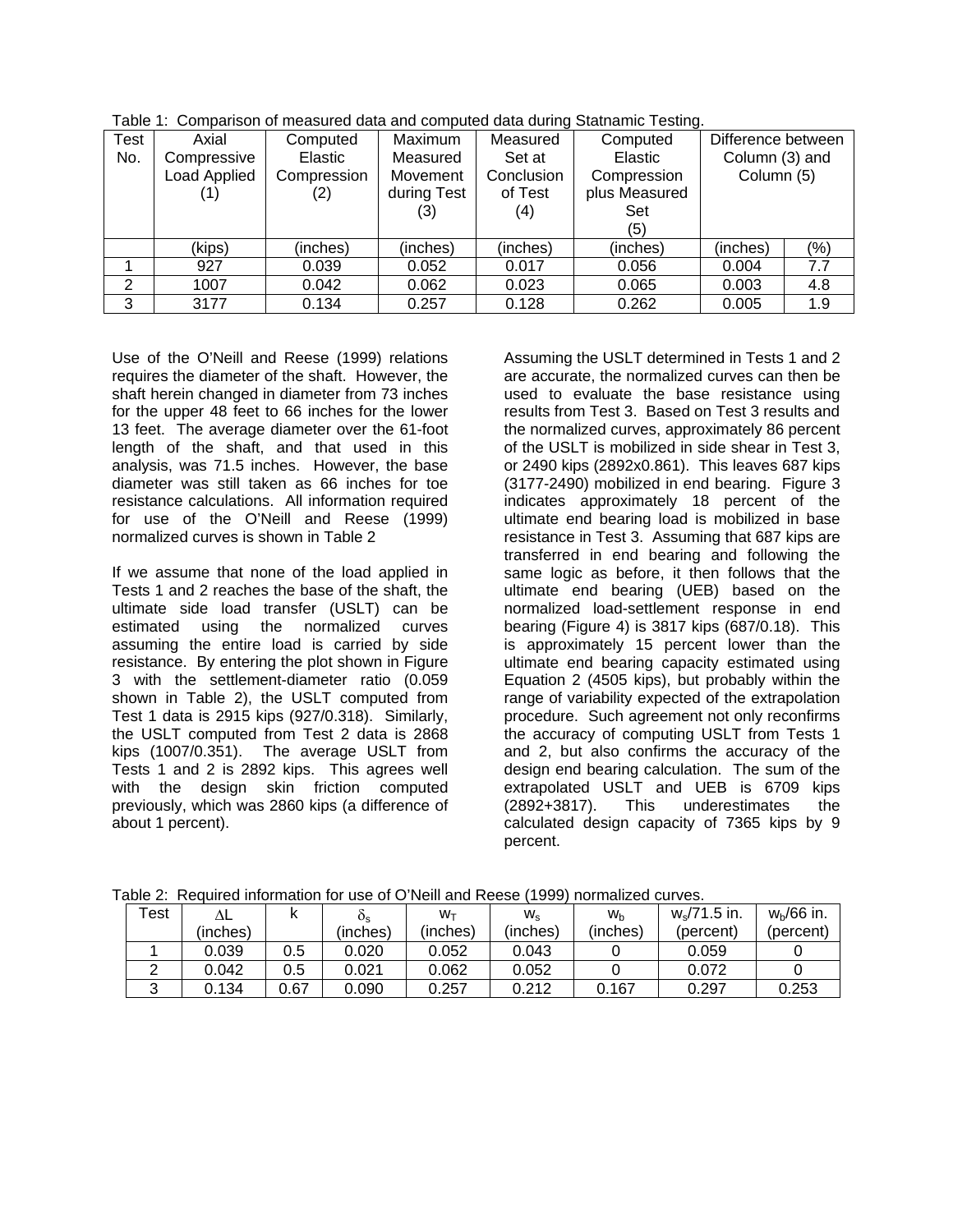Table 1: Comparison of measured data and computed data during Statnamic Testing.

| Test No. | Axial Compressive Load Applied (1) | Computed Elastic Compression (2) | Maximum Measured Movement during Test (3) | Measured Set at Conclusion of Test (4) | Computed Elastic Compression plus Measured Set (5) | Difference between Column (3) and Column (5) | |
|---|---|---|---|---|---|---|---|
| | (kips) | (inches) | (inches) | (inches) | (inches) | (inches) | (%) |
| 1 | 927 | 0.039 | 0.052 | 0.017 | 0.056 | 0.004 | 7.7 |
| 2 | 1007 | 0.042 | 0.062 | 0.023 | 0.065 | 0.003 | 4.8 |
| 3 | 3177 | 0.134 | 0.257 | 0.128 | 0.262 | 0.005 | 1.9 |

Use of the O'Neill and Reese (1999) relations requires the diameter of the shaft. However, the shaft herein changed in diameter from 73 inches for the upper 48 feet to 66 inches for the lower 13 feet. The average diameter over the 61-foot length of the shaft, and that used in this analysis, was 71.5 inches. However, the base diameter was still taken as 66 inches for toe resistance calculations. All information required for use of the O'Neill and Reese (1999) normalized curves is shown in Table 2

If we assume that none of the load applied in Tests 1 and 2 reaches the base of the shaft, the ultimate side load transfer (USLT) can be estimated using the normalized curves assuming the entire load is carried by side resistance. By entering the plot shown in Figure 3 with the settlement-diameter ratio (0.059 shown in Table 2), the USLT computed from Test 1 data is 2915 kips (927/0.318). Similarly, the USLT computed from Test 2 data is 2868 kips (1007/0.351). The average USLT from Tests 1 and 2 is 2892 kips. This agrees well with the design skin friction computed previously, which was 2860 kips (a difference of about 1 percent).

Assuming the USLT determined in Tests 1 and 2 are accurate, the normalized curves can then be used to evaluate the base resistance using results from Test 3. Based on Test 3 results and the normalized curves, approximately 86 percent of the USLT is mobilized in side shear in Test 3, or 2490 kips (2892x0.861). This leaves 687 kips (3177-2490) mobilized in end bearing. Figure 3 indicates approximately 18 percent of the ultimate end bearing load is mobilized in base resistance in Test 3. Assuming that 687 kips are transferred in end bearing and following the same logic as before, it then follows that the ultimate end bearing (UEB) based on the normalized load-settlement response in end bearing (Figure 4) is 3817 kips (687/0.18). This is approximately 15 percent lower than the ultimate end bearing capacity estimated using Equation 2 (4505 kips), but probably within the range of variability expected of the extrapolation procedure. Such agreement not only reconfirms the accuracy of computing USLT from Tests 1 and 2, but also confirms the accuracy of the design end bearing calculation. The sum of the extrapolated USLT and UEB is 6709 kips (2892+3817). This underestimates the calculated design capacity of 7365 kips by 9 percent.

Table 2: Required information for use of O'Neill and Reese (1999) normalized curves.

| Test | $\Delta L$ (inches) | k | $\delta_s$ (inches) | $w_T$ (inches) | $w_s$ (inches) | $w_b$ (inches) | $w_s$/71.5 in. (percent) | $w_b$/66 in. (percent) |
|---|---|---|---|---|---|---|---|---|
| 1 | 0.039 | 0.5 | 0.020 | 0.052 | 0.043 | 0 | 0.059 | 0 |
| 2 | 0.042 | 0.5 | 0.021 | 0.062 | 0.052 | 0 | 0.072 | 0 |
| 3 | 0.134 | 0.67 | 0.090 | 0.257 | 0.212 | 0.167 | 0.297 | 0.253 |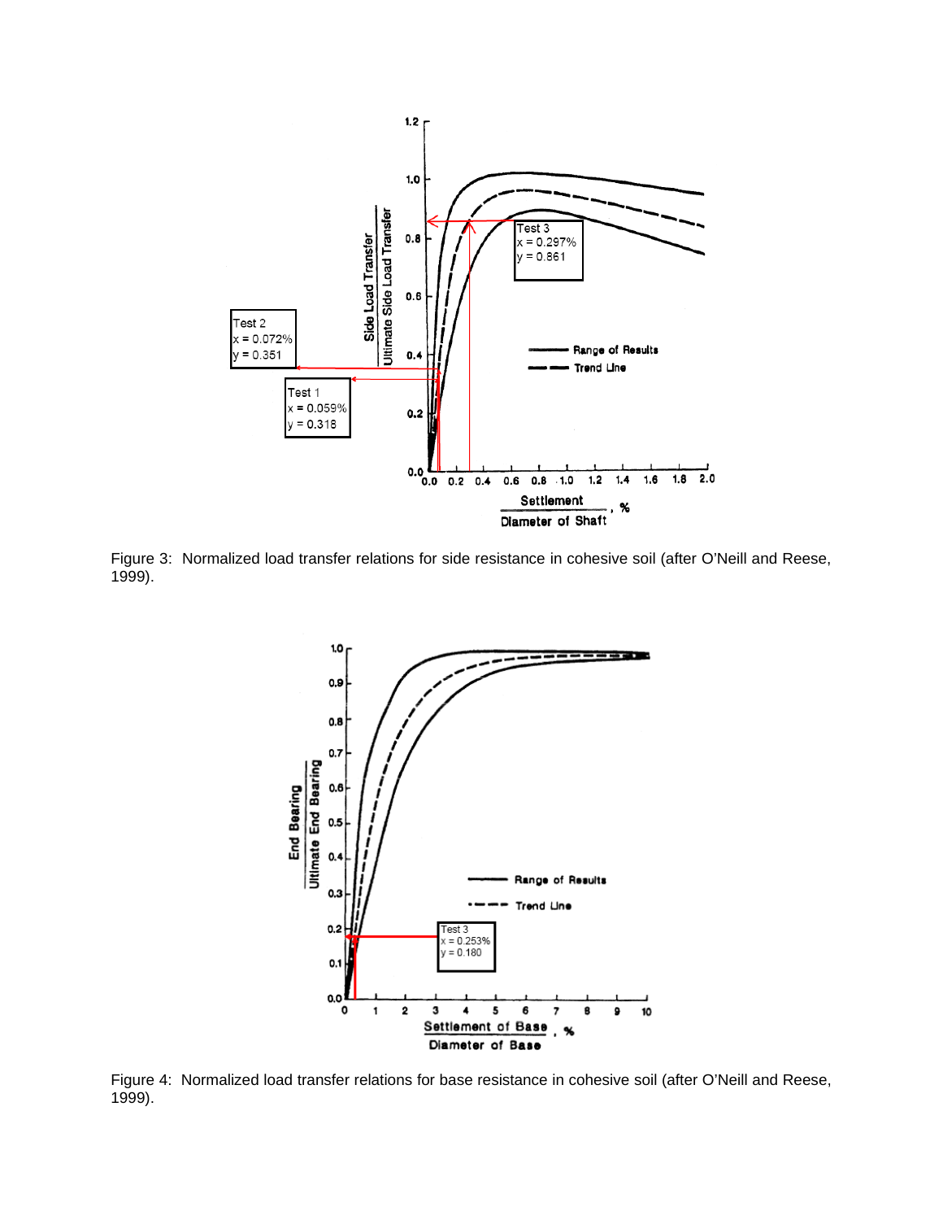1.2

1.0

0.8

0.6

0.4

0.2

0.0

Side Load Transfer / Ultimate Side Load Transfer

Test 3
x = 0.297%
y = 0.861

Test 2
x = 0.072%
y = 0.351

Test 1
x = 0.059%
y = 0.318

Range of Results

Trend Line

0.0 0.2 0.4 0.6 0.8 1.0 1.2 1.4 1.6 1.8 2.0

Settlement / Diameter of Shaft, %

Figure 3: Normalized load transfer relations for side resistance in cohesive soil (after O'Neill and Reese, 1999).

1.0

0.9

0.8

0.7

0.6

0.5

0.4

0.3

0.2

0.1

0.0

End Bearing / Ultimate End Bearing

Range of Results

Trend Line

Test 3
x = 0.253%
y = 0.180

0 1 2 3 4 5 6 7 8 9 10

Settlement of Base / Diameter of Base, %

Figure 4: Normalized load transfer relations for base resistance in cohesive soil (after O'Neill and Reese, 1999).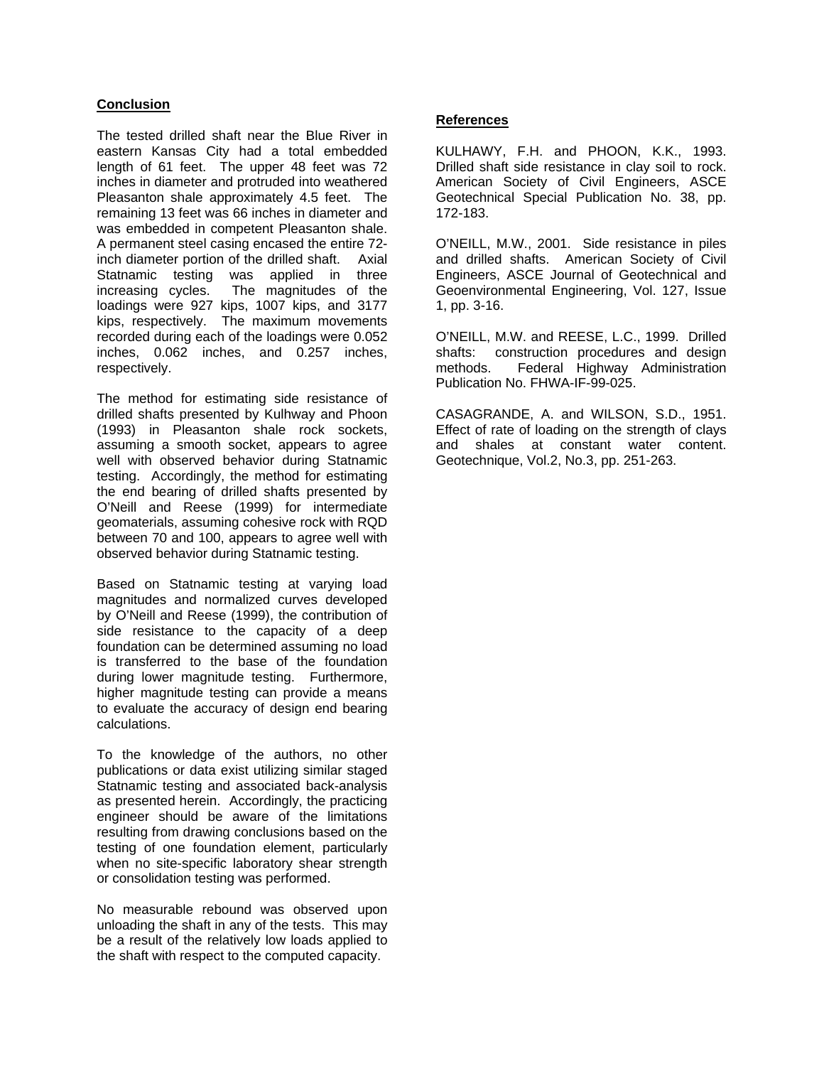## Conclusion

The tested drilled shaft near the Blue River in eastern Kansas City had a total embedded length of 61 feet. The upper 48 feet was 72 inches in diameter and protruded into weathered Pleasanton shale approximately 4.5 feet. The remaining 13 feet was 66 inches in diameter and was embedded in competent Pleasanton shale. A permanent steel casing encased the entire 72-inch diameter portion of the drilled shaft. Axial Statnamic testing was applied in three increasing cycles. The magnitudes of the loadings were 927 kips, 1007 kips, and 3177 kips, respectively. The maximum movements recorded during each of the loadings were 0.052 inches, 0.062 inches, and 0.257 inches, respectively.

The method for estimating side resistance of drilled shafts presented by Kulhway and Phoon (1993) in Pleasanton shale rock sockets, assuming a smooth socket, appears to agree well with observed behavior during Statnamic testing. Accordingly, the method for estimating the end bearing of drilled shafts presented by O'Neill and Reese (1999) for intermediate geomaterials, assuming cohesive rock with RQD between 70 and 100, appears to agree well with observed behavior during Statnamic testing.

Based on Statnamic testing at varying load magnitudes and normalized curves developed by O'Neill and Reese (1999), the contribution of side resistance to the capacity of a deep foundation can be determined assuming no load is transferred to the base of the foundation during lower magnitude testing. Furthermore, higher magnitude testing can provide a means to evaluate the accuracy of design end bearing calculations.

To the knowledge of the authors, no other publications or data exist utilizing similar staged Statnamic testing and associated back-analysis as presented herein. Accordingly, the practicing engineer should be aware of the limitations resulting from drawing conclusions based on the testing of one foundation element, particularly when no site-specific laboratory shear strength or consolidation testing was performed.

No measurable rebound was observed upon unloading the shaft in any of the tests. This may be a result of the relatively low loads applied to the shaft with respect to the computed capacity.

## References

KULHAWY, F.H. and PHOON, K.K., 1993. Drilled shaft side resistance in clay soil to rock. American Society of Civil Engineers, ASCE Geotechnical Special Publication No. 38, pp. 172-183.

O'NEILL, M.W., 2001. Side resistance in piles and drilled shafts. American Society of Civil Engineers, ASCE Journal of Geotechnical and Geoenvironmental Engineering, Vol. 127, Issue 1, pp. 3-16.

O'NEILL, M.W. and REESE, L.C., 1999. Drilled shafts: construction procedures and design methods. Federal Highway Administration Publication No. FHWA-IF-99-025.

CASAGRANDE, A. and WILSON, S.D., 1951. Effect of rate of loading on the strength of clays and shales at constant water content. Geotechnique, Vol.2, No.3, pp. 251-263.